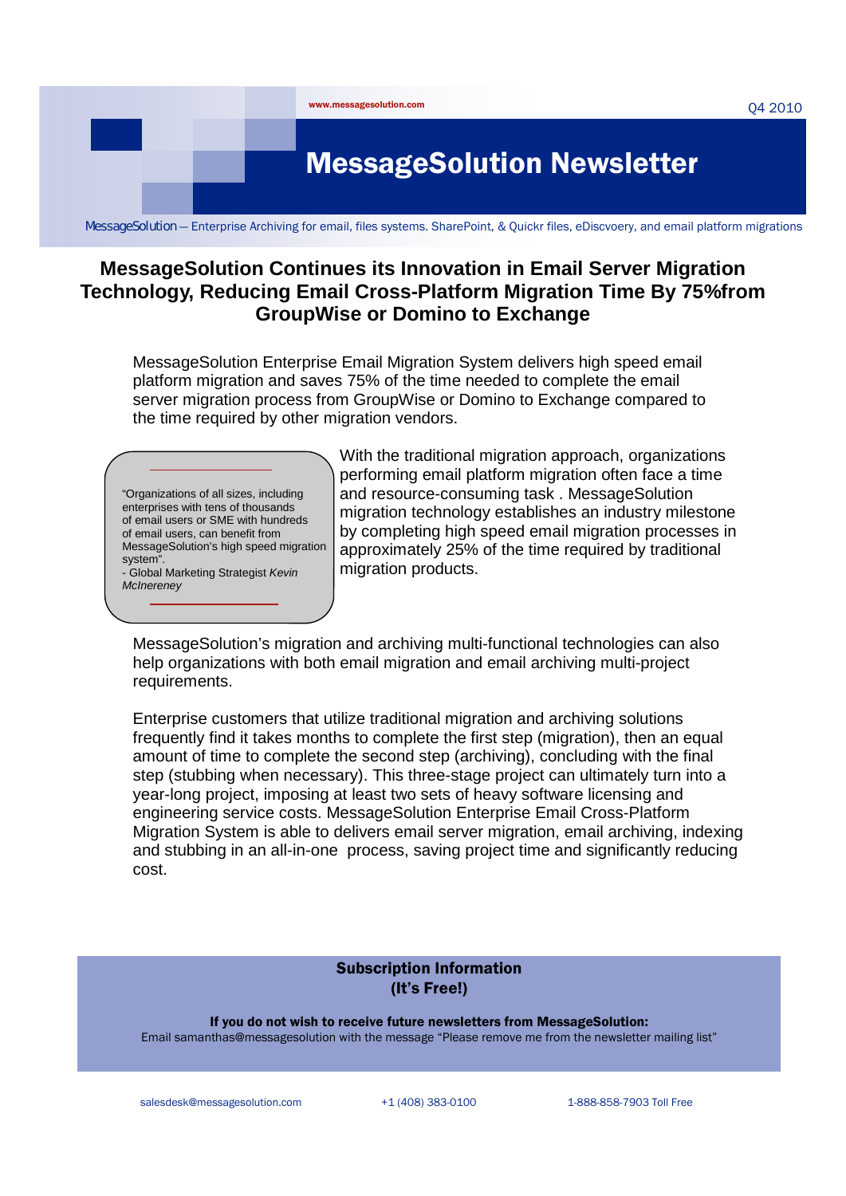www.messagesolution.com

Q4 2010

# MessageSolution Newsletter

MessageSolution — Enterprise Archiving for email, files systems. SharePoint, & Quickr files, eDiscvoery, and email platform migrations

## MessageSolution Continues its Innovation in Email Server Migration Technology, Reducing Email Cross-Platform Migration Time By 75%from GroupWise or Domino to Exchange

MessageSolution Enterprise Email Migration System delivers high speed email platform migration and saves 75% of the time needed to complete the email server migration process from GroupWise or Domino to Exchange compared to the time required by other migration vendors.

> "Organizations of all sizes, including enterprises with tens of thousands of email users or SME with hundreds of email users, can benefit from MessageSolution's high speed migration system".
> - Global Marketing Strategist *Kevin McInereney*

With the traditional migration approach, organizations performing email platform migration often face a time and resource-consuming task . MessageSolution migration technology establishes an industry milestone by completing high speed email migration processes in approximately 25% of the time required by traditional migration products.

MessageSolution's migration and archiving multi-functional technologies can also help organizations with both email migration and email archiving multi-project requirements.

Enterprise customers that utilize traditional migration and archiving solutions frequently find it takes months to complete the first step (migration), then an equal amount of time to complete the second step (archiving), concluding with the final step (stubbing when necessary). This three-stage project can ultimately turn into a year-long project, imposing at least two sets of heavy software licensing and engineering service costs. MessageSolution Enterprise Email Cross-Platform Migration System is able to delivers email server migration, email archiving, indexing and stubbing in an all-in-one process, saving project time and significantly reducing cost.

**Subscription Information**
**(It's Free!)**

**If you do not wish to receive future newsletters from MessageSolution:**
Email samanthas@messagesolution with the message "Please remove me from the newsletter mailing list"

salesdesk@messagesolution.com | +1 (408) 383-0100 | 1-888-858-7903 Toll Free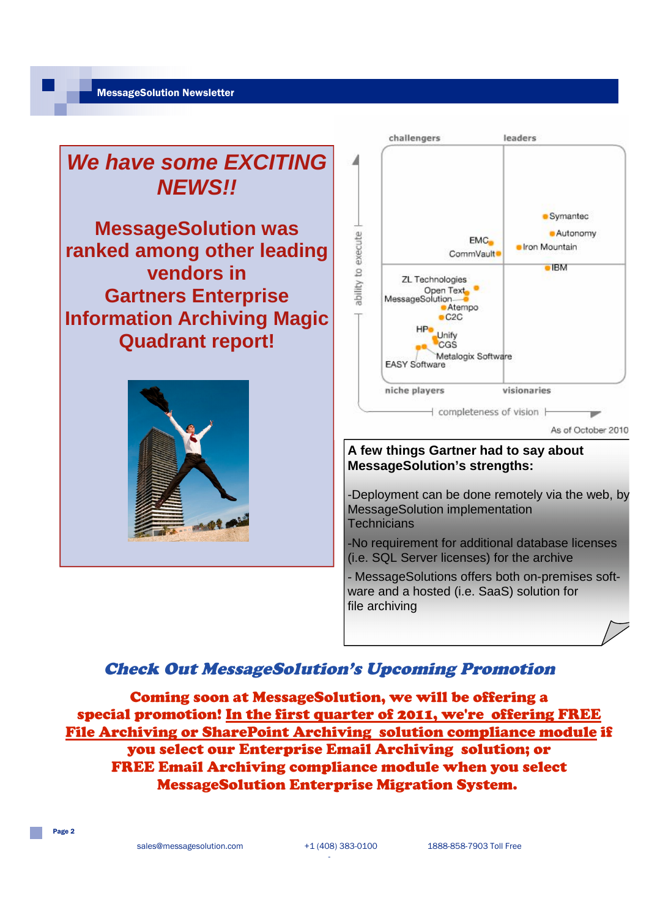## We have some EXCITING NEWS!!

**MessageSolution was ranked among other leading vendors in Gartners Enterprise Information Archiving Magic Quadrant report!**

challengers | leaders

ability to execute

niche players | visionaries

completeness of vision

Symantec, Autonomy, Iron Mountain, IBM, EMC, CommVault, ZL Technologies, Open Text, MessageSolution, Atempo, C2C, HP, Unify, CGS, Metalogix Software, EASY Software

As of October 2010

**A few things Gartner had to say about MessageSolution's strengths:**

-Deployment can be done remotely via the web, by MessageSolution implementation Technicians

-No requirement for additional database licenses (i.e. SQL Server licenses) for the archive

- MessageSolutions offers both on-premises software and a hosted (i.e. SaaS) solution for file archiving

## *Check Out MessageSolution's Upcoming Promotion*

**Coming soon at MessageSolution, we will be offering a special promotion! In the first quarter of 2011, we're offering FREE File Archiving or SharePoint Archiving solution compliance module if you select our Enterprise Email Archiving solution; or FREE Email Archiving compliance module when you select MessageSolution Enterprise Migration System.**

sales@messagesolution.com +1 (408) 383-0100 1888-858-7903 Toll Free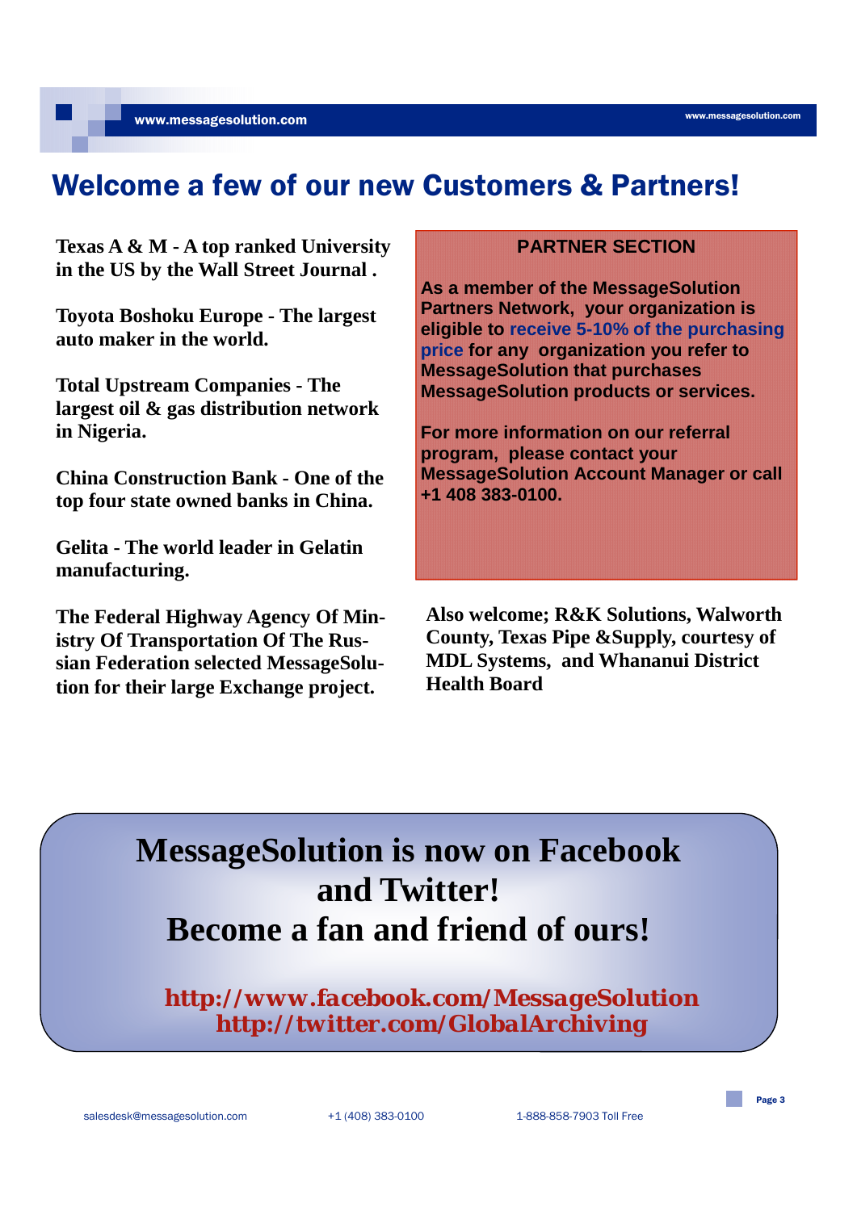# Welcome a few of our new Customers & Partners!

**Texas A & M - A top ranked University in the US by the Wall Street Journal .**

**Toyota Boshoku Europe - The largest auto maker in the world.**

**Total Upstream Companies - The largest oil & gas distribution network in Nigeria.**

**China Construction Bank - One of the top four state owned banks in China.**

**Gelita - The world leader in Gelatin manufacturing.**

**The Federal Highway Agency Of Ministry Of Transportation Of The Russian Federation selected MessageSolution for their large Exchange project.**

## PARTNER SECTION

**As a member of the MessageSolution Partners Network, your organization is eligible to receive 5-10% of the purchasing price for any organization you refer to MessageSolution that purchases MessageSolution products or services.**

**For more information on our referral program, please contact your MessageSolution Account Manager or call +1 408 383-0100.**

**Also welcome; R&K Solutions, Walworth County, Texas Pipe &Supply, courtesy of MDL Systems, and Whananui District Health Board**

## MessageSolution is now on Facebook and Twitter!
## Become a fan and friend of ours!

**http://www.facebook.com/MessageSolution**
**http://twitter.com/GlobalArchiving**

salesdesk@messagesolution.com +1 (408) 383-0100 1-888-858-7903 Toll Free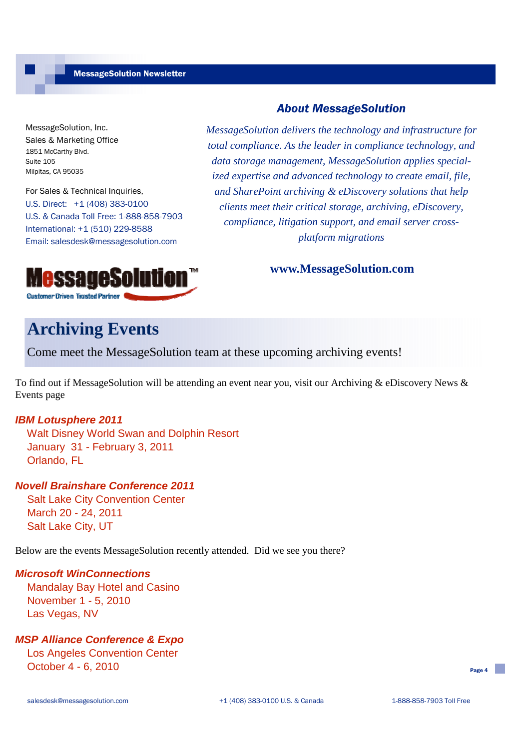MessageSolution, Inc.
Sales & Marketing Office
1851 McCarthy Blvd.
Suite 105
Milpitas, CA 95035

For Sales & Technical Inquiries,
U.S. Direct: +1 (408) 383-0100
U.S. & Canada Toll Free: 1-888-858-7903
International: +1 (510) 229-8588
Email: salesdesk@messagesolution.com

MessageSolution™
Customer Driven Trusted Partner

### *About MessageSolution*

*MessageSolution delivers the technology and infrastructure for total compliance. As the leader in compliance technology, and data storage management, MessageSolution applies specialized expertise and advanced technology to create email, file, and SharePoint archiving & eDiscovery solutions that help clients meet their critical storage, archiving, eDiscovery, compliance, litigation support, and email server cross-platform migrations*

**www.MessageSolution.com**

## Archiving Events

Come meet the MessageSolution team at these upcoming archiving events!

To find out if MessageSolution will be attending an event near you, visit our Archiving & eDiscovery News & Events page

***IBM Lotusphere 2011***
Walt Disney World Swan and Dolphin Resort
January 31 - February 3, 2011
Orlando, FL

***Novell Brainshare Conference 2011***
Salt Lake City Convention Center
March 20 - 24, 2011
Salt Lake City, UT

Below are the events MessageSolution recently attended. Did we see you there?

***Microsoft WinConnections***
Mandalay Bay Hotel and Casino
November 1 - 5, 2010
Las Vegas, NV

***MSP Alliance Conference & Expo***
Los Angeles Convention Center
October 4 - 6, 2010